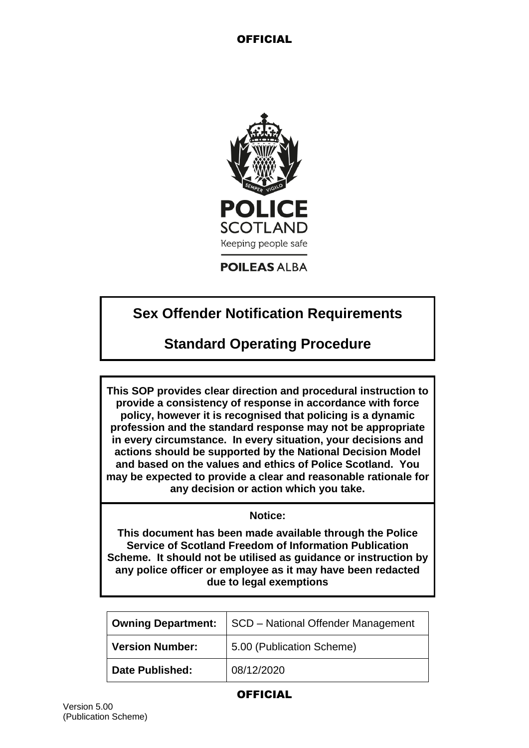# Sex Offender Notification Requirements

# Standard Operating Procedure

**This SOP provides clear direction and procedural instruction to provide a consistency of response in accordance with force policy, however it is recognised that policing is a dynamic profession and the standard response may not be appropriate in every circumstance. In every situation, your decisions and actions should be supported by the National Decision Model and based on the values and ethics of Police Scotland. You may be expected to provide a clear and reasonable rationale for any decision or action which you take.**

**Notice:**

**This document has been made available through the Police Service of Scotland Freedom of Information Publication Scheme. It should not be utilised as guidance or instruction by any police officer or employee as it may have been redacted due to legal exemptions**

| **Owning Department:** | SCD – National Offender Management |
| --- | --- |
| **Version Number:** | 5.00 (Publication Scheme) |
| **Date Published:** | 08/12/2020 |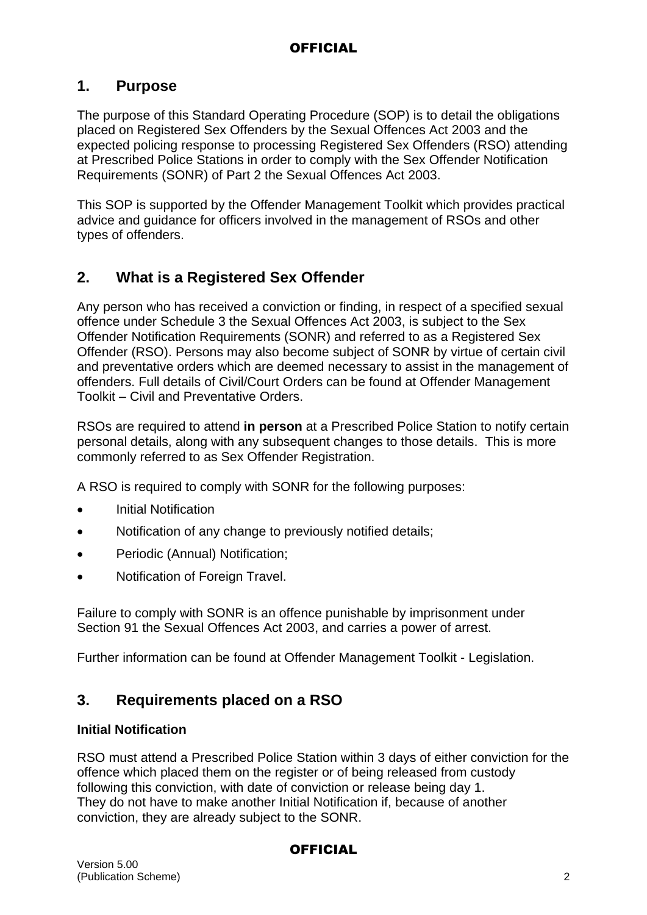## 1. Purpose

The purpose of this Standard Operating Procedure (SOP) is to detail the obligations placed on Registered Sex Offenders by the Sexual Offences Act 2003 and the expected policing response to processing Registered Sex Offenders (RSO) attending at Prescribed Police Stations in order to comply with the Sex Offender Notification Requirements (SONR) of Part 2 the Sexual Offences Act 2003.

This SOP is supported by the Offender Management Toolkit which provides practical advice and guidance for officers involved in the management of RSOs and other types of offenders.

## 2. What is a Registered Sex Offender

Any person who has received a conviction or finding, in respect of a specified sexual offence under Schedule 3 the Sexual Offences Act 2003, is subject to the Sex Offender Notification Requirements (SONR) and referred to as a Registered Sex Offender (RSO). Persons may also become subject of SONR by virtue of certain civil and preventative orders which are deemed necessary to assist in the management of offenders. Full details of Civil/Court Orders can be found at Offender Management Toolkit – Civil and Preventative Orders.

RSOs are required to attend **in person** at a Prescribed Police Station to notify certain personal details, along with any subsequent changes to those details. This is more commonly referred to as Sex Offender Registration.

A RSO is required to comply with SONR for the following purposes:

- Initial Notification
- Notification of any change to previously notified details;
- Periodic (Annual) Notification;
- Notification of Foreign Travel.

Failure to comply with SONR is an offence punishable by imprisonment under Section 91 the Sexual Offences Act 2003, and carries a power of arrest.

Further information can be found at Offender Management Toolkit - Legislation.

## 3. Requirements placed on a RSO

**Initial Notification**

RSO must attend a Prescribed Police Station within 3 days of either conviction for the offence which placed them on the register or of being released from custody following this conviction, with date of conviction or release being day 1.
They do not have to make another Initial Notification if, because of another conviction, they are already subject to the SONR.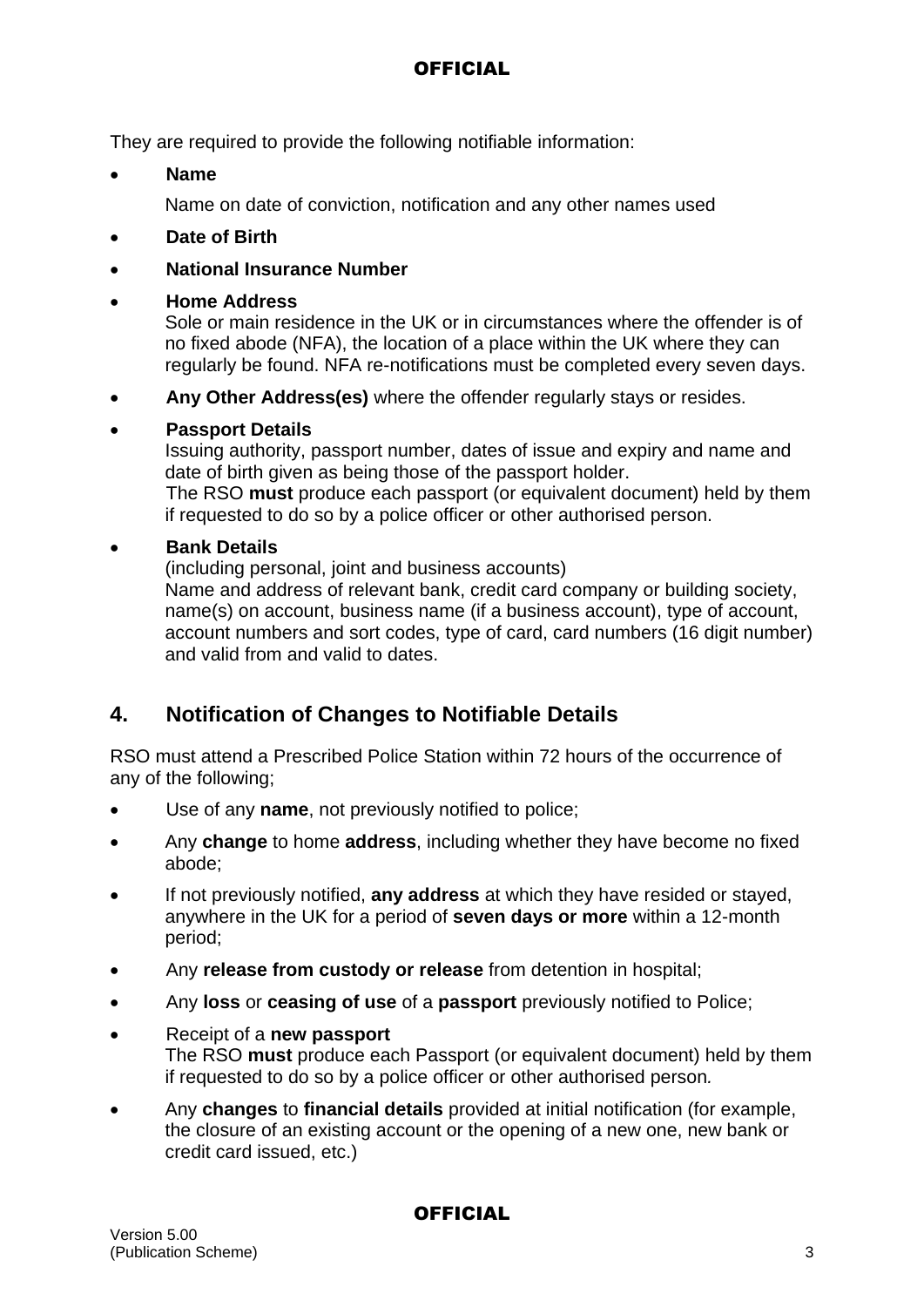They are required to provide the following notifiable information:

- **Name**

  Name on date of conviction, notification and any other names used

- **Date of Birth**

- **National Insurance Number**

- **Home Address**
  Sole or main residence in the UK or in circumstances where the offender is of no fixed abode (NFA), the location of a place within the UK where they can regularly be found. NFA re-notifications must be completed every seven days.

- **Any Other Address(es)** where the offender regularly stays or resides.

- **Passport Details**
  Issuing authority, passport number, dates of issue and expiry and name and date of birth given as being those of the passport holder.
  The RSO **must** produce each passport (or equivalent document) held by them if requested to do so by a police officer or other authorised person.

- **Bank Details**
  (including personal, joint and business accounts)
  Name and address of relevant bank, credit card company or building society, name(s) on account, business name (if a business account), type of account, account numbers and sort codes, type of card, card numbers (16 digit number) and valid from and valid to dates.

## 4. Notification of Changes to Notifiable Details

RSO must attend a Prescribed Police Station within 72 hours of the occurrence of any of the following;

- Use of any **name**, not previously notified to police;
- Any **change** to home **address**, including whether they have become no fixed abode;
- If not previously notified, **any address** at which they have resided or stayed, anywhere in the UK for a period of **seven days or more** within a 12-month period;
- Any **release from custody or release** from detention in hospital;
- Any **loss** or **ceasing of use** of a **passport** previously notified to Police;
- Receipt of a **new passport**
  The RSO **must** produce each Passport (or equivalent document) held by them if requested to do so by a police officer or other authorised person.
- Any **changes** to **financial details** provided at initial notification (for example, the closure of an existing account or the opening of a new one, new bank or credit card issued, etc.)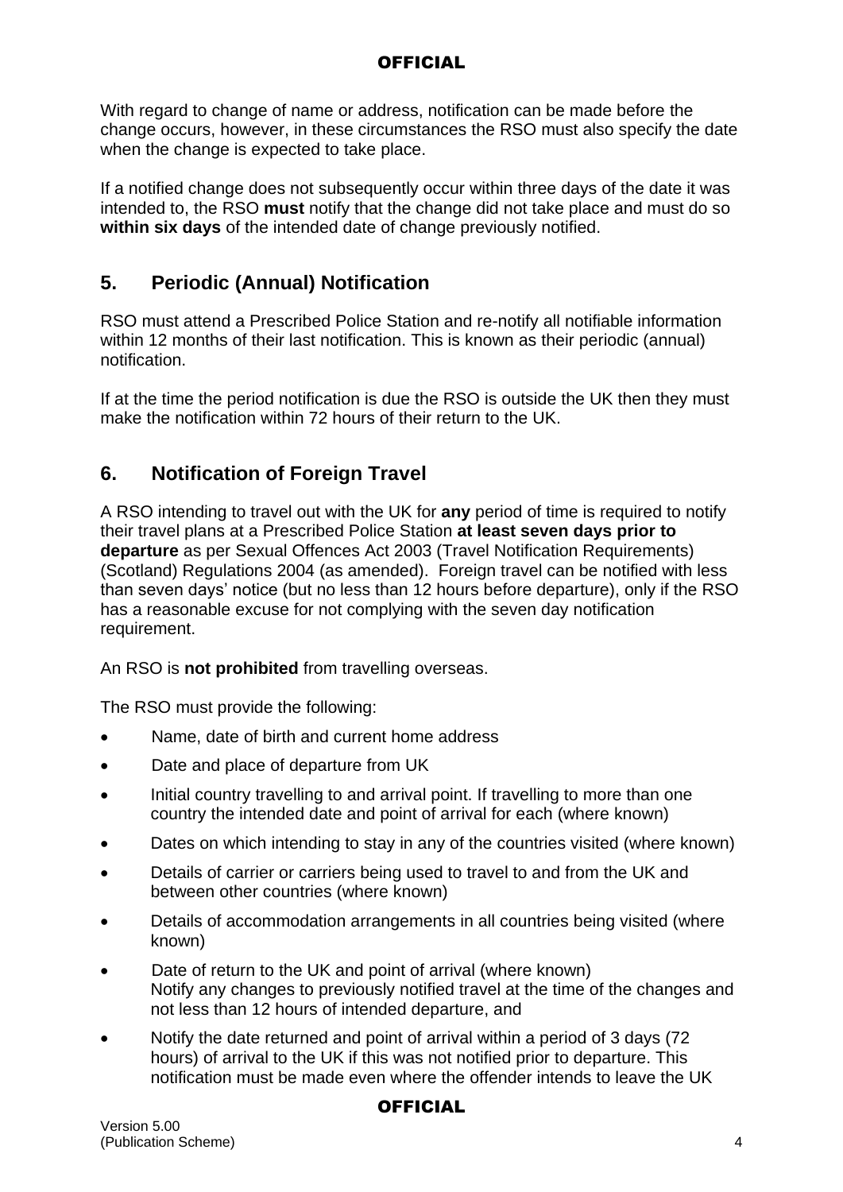With regard to change of name or address, notification can be made before the change occurs, however, in these circumstances the RSO must also specify the date when the change is expected to take place.

If a notified change does not subsequently occur within three days of the date it was intended to, the RSO **must** notify that the change did not take place and must do so **within six days** of the intended date of change previously notified.

## 5. Periodic (Annual) Notification

RSO must attend a Prescribed Police Station and re-notify all notifiable information within 12 months of their last notification. This is known as their periodic (annual) notification.

If at the time the period notification is due the RSO is outside the UK then they must make the notification within 72 hours of their return to the UK.

## 6. Notification of Foreign Travel

A RSO intending to travel out with the UK for **any** period of time is required to notify their travel plans at a Prescribed Police Station **at least seven days prior to departure** as per Sexual Offences Act 2003 (Travel Notification Requirements) (Scotland) Regulations 2004 (as amended). Foreign travel can be notified with less than seven days' notice (but no less than 12 hours before departure), only if the RSO has a reasonable excuse for not complying with the seven day notification requirement.

An RSO is **not prohibited** from travelling overseas.

The RSO must provide the following:

- Name, date of birth and current home address
- Date and place of departure from UK
- Initial country travelling to and arrival point. If travelling to more than one country the intended date and point of arrival for each (where known)
- Dates on which intending to stay in any of the countries visited (where known)
- Details of carrier or carriers being used to travel to and from the UK and between other countries (where known)
- Details of accommodation arrangements in all countries being visited (where known)
- Date of return to the UK and point of arrival (where known)
  Notify any changes to previously notified travel at the time of the changes and not less than 12 hours of intended departure, and
- Notify the date returned and point of arrival within a period of 3 days (72 hours) of arrival to the UK if this was not notified prior to departure. This notification must be made even where the offender intends to leave the UK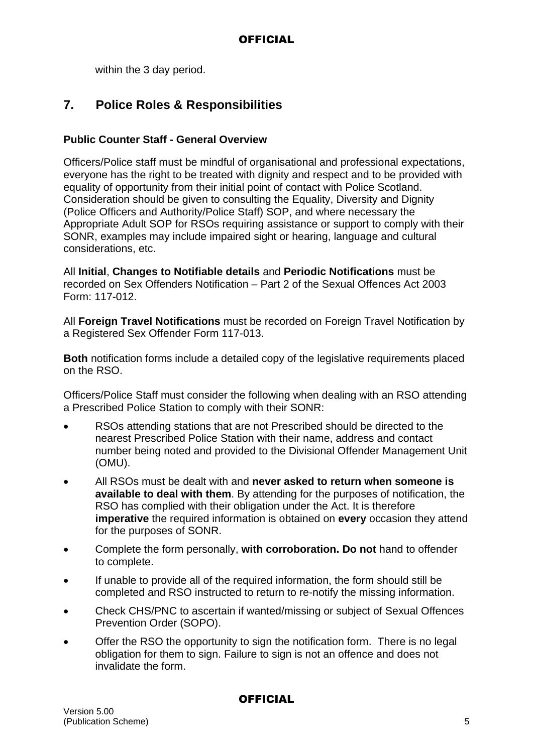within the 3 day period.

## 7. Police Roles & Responsibilities

**Public Counter Staff - General Overview**

Officers/Police staff must be mindful of organisational and professional expectations, everyone has the right to be treated with dignity and respect and to be provided with equality of opportunity from their initial point of contact with Police Scotland. Consideration should be given to consulting the Equality, Diversity and Dignity (Police Officers and Authority/Police Staff) SOP, and where necessary the Appropriate Adult SOP for RSOs requiring assistance or support to comply with their SONR, examples may include impaired sight or hearing, language and cultural considerations, etc.

All **Initial**, **Changes to Notifiable details** and **Periodic Notifications** must be recorded on Sex Offenders Notification – Part 2 of the Sexual Offences Act 2003 Form: 117-012.

All **Foreign Travel Notifications** must be recorded on Foreign Travel Notification by a Registered Sex Offender Form 117-013.

**Both** notification forms include a detailed copy of the legislative requirements placed on the RSO.

Officers/Police Staff must consider the following when dealing with an RSO attending a Prescribed Police Station to comply with their SONR:

- RSOs attending stations that are not Prescribed should be directed to the nearest Prescribed Police Station with their name, address and contact number being noted and provided to the Divisional Offender Management Unit (OMU).
- All RSOs must be dealt with and **never asked to return when someone is available to deal with them**. By attending for the purposes of notification, the RSO has complied with their obligation under the Act. It is therefore **imperative** the required information is obtained on **every** occasion they attend for the purposes of SONR.
- Complete the form personally, **with corroboration. Do not** hand to offender to complete.
- If unable to provide all of the required information, the form should still be completed and RSO instructed to return to re-notify the missing information.
- Check CHS/PNC to ascertain if wanted/missing or subject of Sexual Offences Prevention Order (SOPO).
- Offer the RSO the opportunity to sign the notification form. There is no legal obligation for them to sign. Failure to sign is not an offence and does not invalidate the form.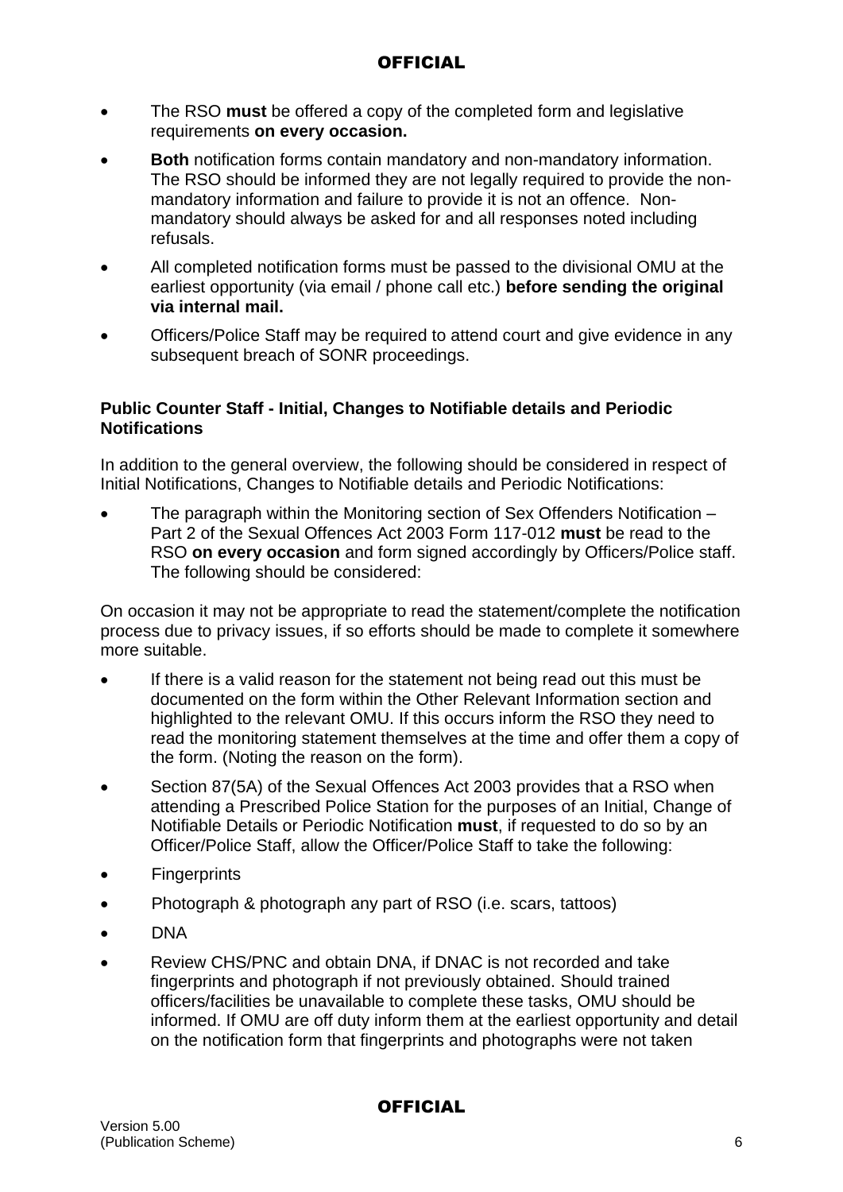- The RSO **must** be offered a copy of the completed form and legislative requirements **on every occasion.**
- **Both** notification forms contain mandatory and non-mandatory information. The RSO should be informed they are not legally required to provide the non-mandatory information and failure to provide it is not an offence. Non-mandatory should always be asked for and all responses noted including refusals.
- All completed notification forms must be passed to the divisional OMU at the earliest opportunity (via email / phone call etc.) **before sending the original via internal mail.**
- Officers/Police Staff may be required to attend court and give evidence in any subsequent breach of SONR proceedings.

**Public Counter Staff - Initial, Changes to Notifiable details and Periodic Notifications**

In addition to the general overview, the following should be considered in respect of Initial Notifications, Changes to Notifiable details and Periodic Notifications:

- The paragraph within the Monitoring section of Sex Offenders Notification – Part 2 of the Sexual Offences Act 2003 Form 117-012 **must** be read to the RSO **on every occasion** and form signed accordingly by Officers/Police staff. The following should be considered:

On occasion it may not be appropriate to read the statement/complete the notification process due to privacy issues, if so efforts should be made to complete it somewhere more suitable.

- If there is a valid reason for the statement not being read out this must be documented on the form within the Other Relevant Information section and highlighted to the relevant OMU. If this occurs inform the RSO they need to read the monitoring statement themselves at the time and offer them a copy of the form. (Noting the reason on the form).
- Section 87(5A) of the Sexual Offences Act 2003 provides that a RSO when attending a Prescribed Police Station for the purposes of an Initial, Change of Notifiable Details or Periodic Notification **must**, if requested to do so by an Officer/Police Staff, allow the Officer/Police Staff to take the following:
- Fingerprints
- Photograph & photograph any part of RSO (i.e. scars, tattoos)
- DNA
- Review CHS/PNC and obtain DNA, if DNAC is not recorded and take fingerprints and photograph if not previously obtained. Should trained officers/facilities be unavailable to complete these tasks, OMU should be informed. If OMU are off duty inform them at the earliest opportunity and detail on the notification form that fingerprints and photographs were not taken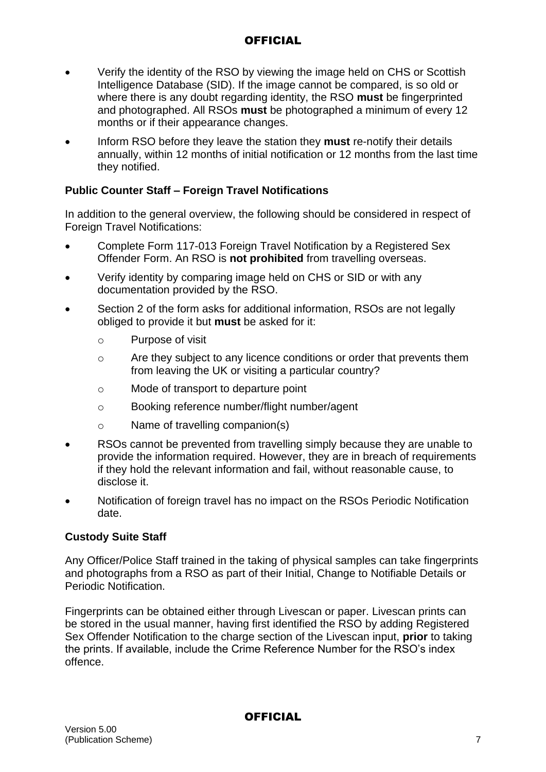- Verify the identity of the RSO by viewing the image held on CHS or Scottish Intelligence Database (SID). If the image cannot be compared, is so old or where there is any doubt regarding identity, the RSO **must** be fingerprinted and photographed. All RSOs **must** be photographed a minimum of every 12 months or if their appearance changes.
- Inform RSO before they leave the station they **must** re-notify their details annually, within 12 months of initial notification or 12 months from the last time they notified.

### Public Counter Staff – Foreign Travel Notifications

In addition to the general overview, the following should be considered in respect of Foreign Travel Notifications:

- Complete Form 117-013 Foreign Travel Notification by a Registered Sex Offender Form. An RSO is **not prohibited** from travelling overseas.
- Verify identity by comparing image held on CHS or SID or with any documentation provided by the RSO.
- Section 2 of the form asks for additional information, RSOs are not legally obliged to provide it but **must** be asked for it:
  - Purpose of visit
  - Are they subject to any licence conditions or order that prevents them from leaving the UK or visiting a particular country?
  - Mode of transport to departure point
  - Booking reference number/flight number/agent
  - Name of travelling companion(s)
- RSOs cannot be prevented from travelling simply because they are unable to provide the information required. However, they are in breach of requirements if they hold the relevant information and fail, without reasonable cause, to disclose it.
- Notification of foreign travel has no impact on the RSOs Periodic Notification date.

### Custody Suite Staff

Any Officer/Police Staff trained in the taking of physical samples can take fingerprints and photographs from a RSO as part of their Initial, Change to Notifiable Details or Periodic Notification.

Fingerprints can be obtained either through Livescan or paper. Livescan prints can be stored in the usual manner, having first identified the RSO by adding Registered Sex Offender Notification to the charge section of the Livescan input, **prior** to taking the prints. If available, include the Crime Reference Number for the RSO's index offence.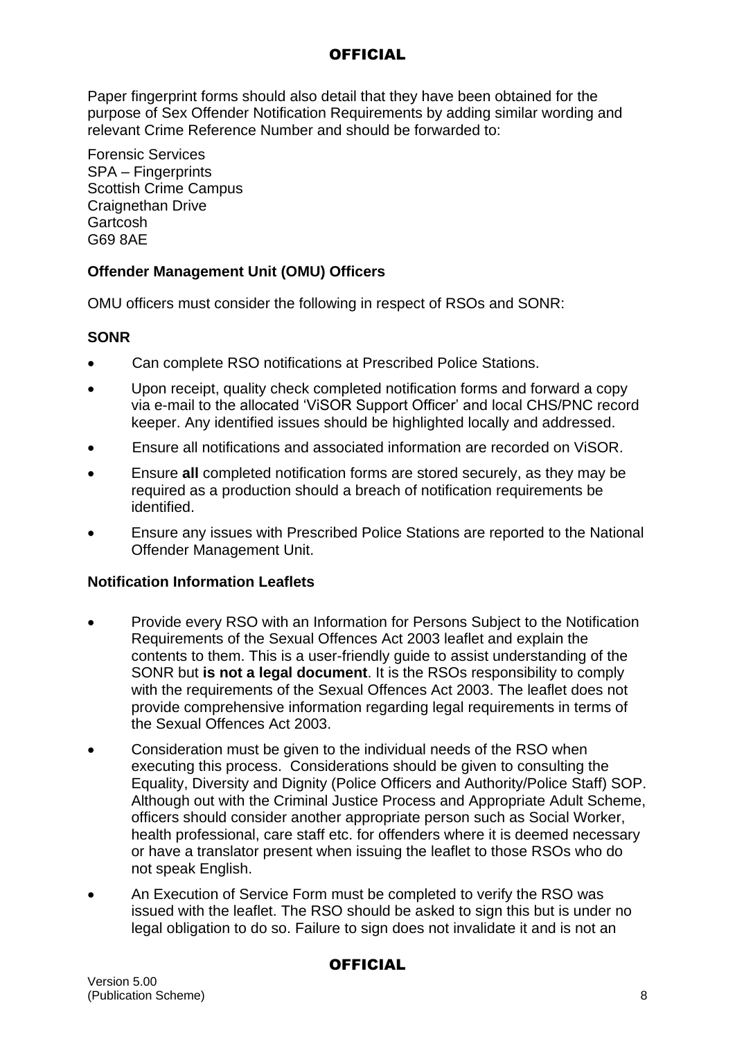Paper fingerprint forms should also detail that they have been obtained for the purpose of Sex Offender Notification Requirements by adding similar wording and relevant Crime Reference Number and should be forwarded to:

Forensic Services
SPA – Fingerprints
Scottish Crime Campus
Craignethan Drive
Gartcosh
G69 8AE

**Offender Management Unit (OMU) Officers**

OMU officers must consider the following in respect of RSOs and SONR:

**SONR**

- Can complete RSO notifications at Prescribed Police Stations.
- Upon receipt, quality check completed notification forms and forward a copy via e-mail to the allocated 'ViSOR Support Officer' and local CHS/PNC record keeper. Any identified issues should be highlighted locally and addressed.
- Ensure all notifications and associated information are recorded on ViSOR.
- Ensure **all** completed notification forms are stored securely, as they may be required as a production should a breach of notification requirements be identified.
- Ensure any issues with Prescribed Police Stations are reported to the National Offender Management Unit.

**Notification Information Leaflets**

- Provide every RSO with an Information for Persons Subject to the Notification Requirements of the Sexual Offences Act 2003 leaflet and explain the contents to them. This is a user-friendly guide to assist understanding of the SONR but **is not a legal document**. It is the RSOs responsibility to comply with the requirements of the Sexual Offences Act 2003. The leaflet does not provide comprehensive information regarding legal requirements in terms of the Sexual Offences Act 2003.
- Consideration must be given to the individual needs of the RSO when executing this process. Considerations should be given to consulting the Equality, Diversity and Dignity (Police Officers and Authority/Police Staff) SOP. Although out with the Criminal Justice Process and Appropriate Adult Scheme, officers should consider another appropriate person such as Social Worker, health professional, care staff etc. for offenders where it is deemed necessary or have a translator present when issuing the leaflet to those RSOs who do not speak English.
- An Execution of Service Form must be completed to verify the RSO was issued with the leaflet. The RSO should be asked to sign this but is under no legal obligation to do so. Failure to sign does not invalidate it and is not an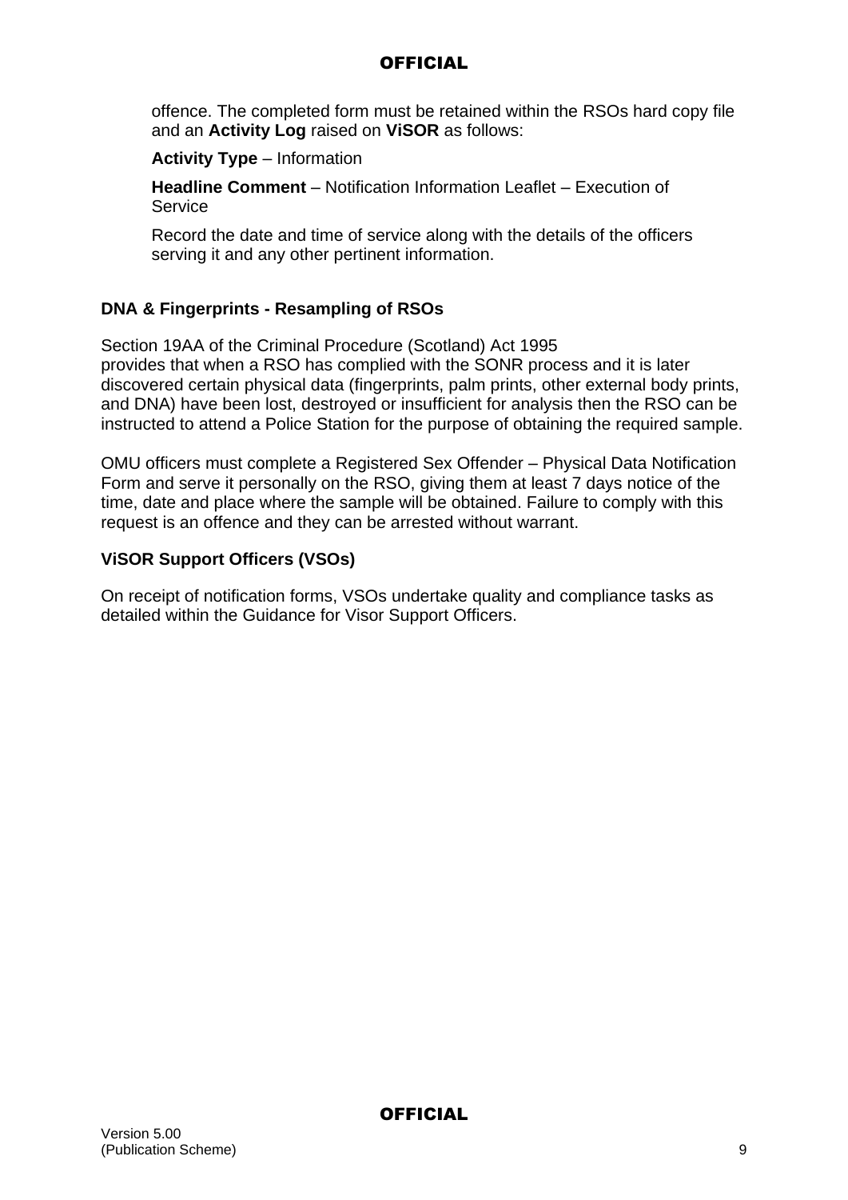offence. The completed form must be retained within the RSOs hard copy file and an **Activity Log** raised on **ViSOR** as follows:

**Activity Type** – Information

**Headline Comment** – Notification Information Leaflet – Execution of Service

Record the date and time of service along with the details of the officers serving it and any other pertinent information.

**DNA & Fingerprints - Resampling of RSOs**

Section 19AA of the Criminal Procedure (Scotland) Act 1995 provides that when a RSO has complied with the SONR process and it is later discovered certain physical data (fingerprints, palm prints, other external body prints, and DNA) have been lost, destroyed or insufficient for analysis then the RSO can be instructed to attend a Police Station for the purpose of obtaining the required sample.

OMU officers must complete a Registered Sex Offender – Physical Data Notification Form and serve it personally on the RSO, giving them at least 7 days notice of the time, date and place where the sample will be obtained. Failure to comply with this request is an offence and they can be arrested without warrant.

**ViSOR Support Officers (VSOs)**

On receipt of notification forms, VSOs undertake quality and compliance tasks as detailed within the Guidance for Visor Support Officers.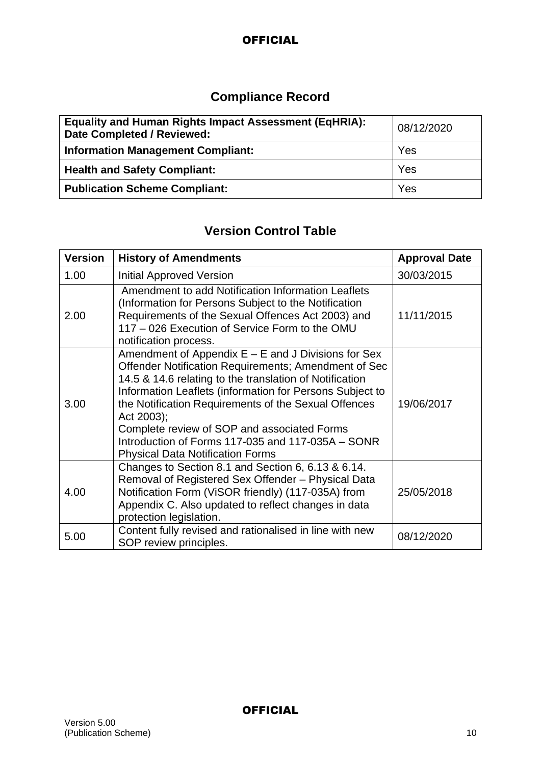## Compliance Record

| | |
|---|---|
| **Equality and Human Rights Impact Assessment (EqHRIA): Date Completed / Reviewed:** | 08/12/2020 |
| **Information Management Compliant:** | Yes |
| **Health and Safety Compliant:** | Yes |
| **Publication Scheme Compliant:** | Yes |

## Version Control Table

| Version | History of Amendments | Approval Date |
|---|---|---|
| 1.00 | Initial Approved Version | 30/03/2015 |
| 2.00 | Amendment to add Notification Information Leaflets (Information for Persons Subject to the Notification Requirements of the Sexual Offences Act 2003) and 117 – 026 Execution of Service Form to the OMU notification process. | 11/11/2015 |
| 3.00 | Amendment of Appendix E – E and J Divisions for Sex Offender Notification Requirements; Amendment of Sec 14.5 & 14.6 relating to the translation of Notification Information Leaflets (information for Persons Subject to the Notification Requirements of the Sexual Offences Act 2003);<br>Complete review of SOP and associated Forms Introduction of Forms 117-035 and 117-035A – SONR Physical Data Notification Forms | 19/06/2017 |
| 4.00 | Changes to Section 8.1 and Section 6, 6.13 & 6.14. Removal of Registered Sex Offender – Physical Data Notification Form (ViSOR friendly) (117-035A) from Appendix C. Also updated to reflect changes in data protection legislation. | 25/05/2018 |
| 5.00 | Content fully revised and rationalised in line with new SOP review principles. | 08/12/2020 |